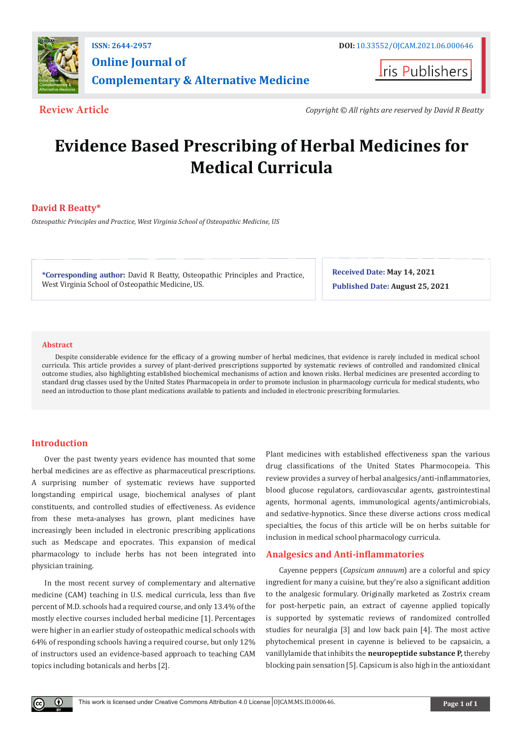Review Article

# Evidence Based Prescribing of Herbal Medicines for Medical Curricula

**David R Beatty***

*Osteopathic Principles and Practice, West Virginia School of Osteopathic Medicine, US*

**\*Corresponding author:** David R Beatty, Osteopathic Principles and Practice, West Virginia School of Osteopathic Medicine, US.

**Received Date:** May 14, 2021

**Published Date:** August 25, 2021

## Abstract

Despite considerable evidence for the efficacy of a growing number of herbal medicines, that evidence is rarely included in medical school curricula. This article provides a survey of plant-derived prescriptions supported by systematic reviews of controlled and randomized clinical outcome studies, also highlighting established biochemical mechanisms of action and known risks. Herbal medicines are presented according to standard drug classes used by the United States Pharmacopeia in order to promote inclusion in pharmacology curricula for medical students, who need an introduction to those plant medications available to patients and included in electronic prescribing formularies.

## Introduction

Over the past twenty years evidence has mounted that some herbal medicines are as effective as pharmaceutical prescriptions. A surprising number of systematic reviews have supported longstanding empirical usage, biochemical analyses of plant constituents, and controlled studies of effectiveness. As evidence from these meta-analyses has grown, plant medicines have increasingly been included in electronic prescribing applications such as Medscape and epocrates. This expansion of medical pharmacology to include herbs has not been integrated into physician training.

In the most recent survey of complementary and alternative medicine (CAM) teaching in U.S. medical curricula, less than five percent of M.D. schools had a required course, and only 13.4% of the mostly elective courses included herbal medicine [1]. Percentages were higher in an earlier study of osteopathic medical schools with 64% of responding schools having a required course, but only 12% of instructors used an evidence-based approach to teaching CAM topics including botanicals and herbs [2].

Plant medicines with established effectiveness span the various drug classifications of the United States Pharmocopeia. This review provides a survey of herbal analgesics/anti-inflammatories, blood glucose regulators, cardiovascular agents, gastrointestinal agents, hormonal agents, immunological agents/antimicrobials, and sedative-hypnotics. Since these diverse actions cross medical specialties, the focus of this article will be on herbs suitable for inclusion in medical school pharmacology curricula.

## Analgesics and Anti-inflammatories

Cayenne peppers (*Capsicum annuum*) are a colorful and spicy ingredient for many a cuisine, but they're also a significant addition to the analgesic formulary. Originally marketed as Zostrix cream for post-herpetic pain, an extract of cayenne applied topically is supported by systematic reviews of randomized controlled studies for neuralgia [3] and low back pain [4]. The most active phytochemical present in cayenne is believed to be capsaicin, a vanillylamide that inhibits the **neuropeptide substance P,** thereby blocking pain sensation [5]. Capsicum is also high in the antioxidant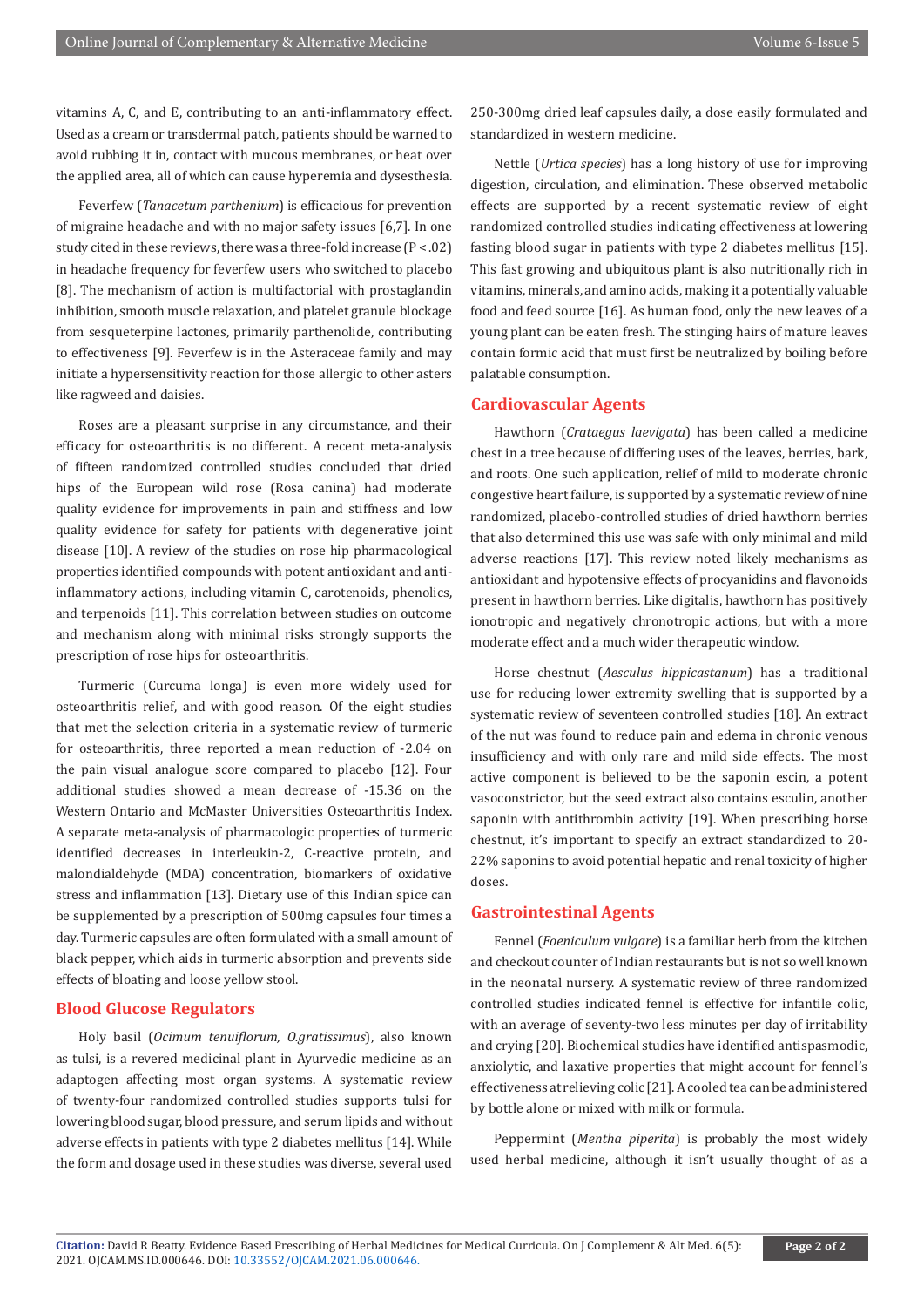vitamins A, C, and E, contributing to an anti-inflammatory effect. Used as a cream or transdermal patch, patients should be warned to avoid rubbing it in, contact with mucous membranes, or heat over the applied area, all of which can cause hyperemia and dysesthesia.

Feverfew (*Tanacetum parthenium*) is efficacious for prevention of migraine headache and with no major safety issues [6,7]. In one study cited in these reviews, there was a three-fold increase ($P < .02$) in headache frequency for feverfew users who switched to placebo [8]. The mechanism of action is multifactorial with prostaglandin inhibition, smooth muscle relaxation, and platelet granule blockage from sesqueterpine lactones, primarily parthenolide, contributing to effectiveness [9]. Feverfew is in the Asteraceae family and may initiate a hypersensitivity reaction for those allergic to other asters like ragweed and daisies.

Roses are a pleasant surprise in any circumstance, and their efficacy for osteoarthritis is no different. A recent meta-analysis of fifteen randomized controlled studies concluded that dried hips of the European wild rose (Rosa canina) had moderate quality evidence for improvements in pain and stiffness and low quality evidence for safety for patients with degenerative joint disease [10]. A review of the studies on rose hip pharmacological properties identified compounds with potent antioxidant and anti-inflammatory actions, including vitamin C, carotenoids, phenolics, and terpenoids [11]. This correlation between studies on outcome and mechanism along with minimal risks strongly supports the prescription of rose hips for osteoarthritis.

Turmeric (Curcuma longa) is even more widely used for osteoarthritis relief, and with good reason. Of the eight studies that met the selection criteria in a systematic review of turmeric for osteoarthritis, three reported a mean reduction of -2.04 on the pain visual analogue score compared to placebo [12]. Four additional studies showed a mean decrease of -15.36 on the Western Ontario and McMaster Universities Osteoarthritis Index. A separate meta-analysis of pharmacologic properties of turmeric identified decreases in interleukin-2, C-reactive protein, and malondialdehyde (MDA) concentration, biomarkers of oxidative stress and inflammation [13]. Dietary use of this Indian spice can be supplemented by a prescription of 500mg capsules four times a day. Turmeric capsules are often formulated with a small amount of black pepper, which aids in turmeric absorption and prevents side effects of bloating and loose yellow stool.

## Blood Glucose Regulators

Holy basil (*Ocimum tenuiflorum, O.gratissimus*), also known as tulsi, is a revered medicinal plant in Ayurvedic medicine as an adaptogen affecting most organ systems. A systematic review of twenty-four randomized controlled studies supports tulsi for lowering blood sugar, blood pressure, and serum lipids and without adverse effects in patients with type 2 diabetes mellitus [14]. While the form and dosage used in these studies was diverse, several used 250-300mg dried leaf capsules daily, a dose easily formulated and standardized in western medicine.

Nettle (*Urtica species*) has a long history of use for improving digestion, circulation, and elimination. These observed metabolic effects are supported by a recent systematic review of eight randomized controlled studies indicating effectiveness at lowering fasting blood sugar in patients with type 2 diabetes mellitus [15]. This fast growing and ubiquitous plant is also nutritionally rich in vitamins, minerals, and amino acids, making it a potentially valuable food and feed source [16]. As human food, only the new leaves of a young plant can be eaten fresh. The stinging hairs of mature leaves contain formic acid that must first be neutralized by boiling before palatable consumption.

## Cardiovascular Agents

Hawthorn (*Crataegus laevigata*) has been called a medicine chest in a tree because of differing uses of the leaves, berries, bark, and roots. One such application, relief of mild to moderate chronic congestive heart failure, is supported by a systematic review of nine randomized, placebo-controlled studies of dried hawthorn berries that also determined this use was safe with only minimal and mild adverse reactions [17]. This review noted likely mechanisms as antioxidant and hypotensive effects of procyanidins and flavonoids present in hawthorn berries. Like digitalis, hawthorn has positively ionotropic and negatively chronotropic actions, but with a more moderate effect and a much wider therapeutic window.

Horse chestnut (*Aesculus hippicastanum*) has a traditional use for reducing lower extremity swelling that is supported by a systematic review of seventeen controlled studies [18]. An extract of the nut was found to reduce pain and edema in chronic venous insufficiency and with only rare and mild side effects. The most active component is believed to be the saponin escin, a potent vasoconstrictor, but the seed extract also contains esculin, another saponin with antithrombin activity [19]. When prescribing horse chestnut, it's important to specify an extract standardized to 20-22% saponins to avoid potential hepatic and renal toxicity of higher doses.

## Gastrointestinal Agents

Fennel (*Foeniculum vulgare*) is a familiar herb from the kitchen and checkout counter of Indian restaurants but is not so well known in the neonatal nursery. A systematic review of three randomized controlled studies indicated fennel is effective for infantile colic, with an average of seventy-two less minutes per day of irritability and crying [20]. Biochemical studies have identified antispasmodic, anxiolytic, and laxative properties that might account for fennel's effectiveness at relieving colic [21]. A cooled tea can be administered by bottle alone or mixed with milk or formula.

Peppermint (*Mentha piperita*) is probably the most widely used herbal medicine, although it isn't usually thought of as a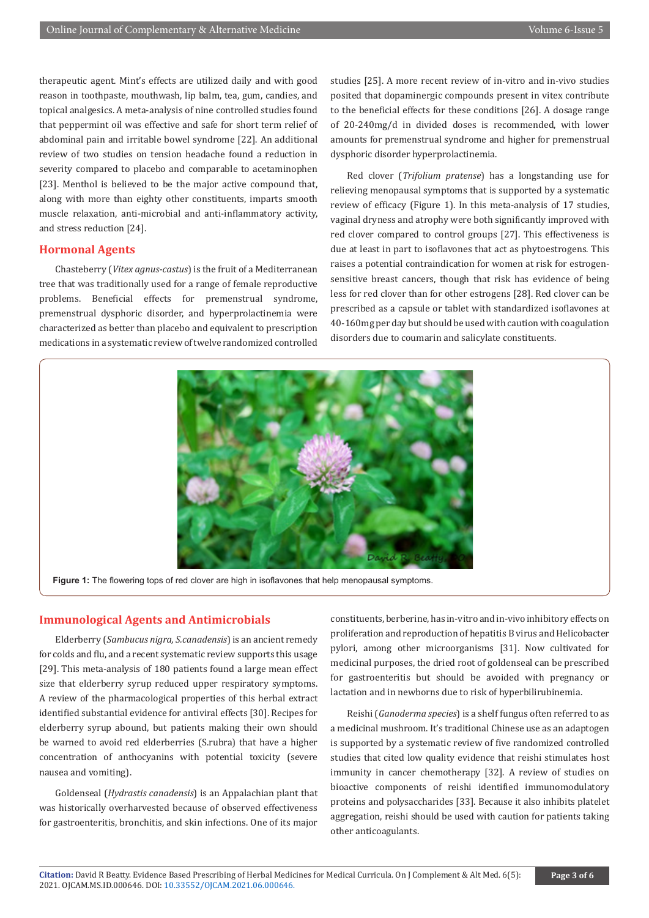therapeutic agent. Mint's effects are utilized daily and with good reason in toothpaste, mouthwash, lip balm, tea, gum, candies, and topical analgesics. A meta-analysis of nine controlled studies found that peppermint oil was effective and safe for short term relief of abdominal pain and irritable bowel syndrome [22]. An additional review of two studies on tension headache found a reduction in severity compared to placebo and comparable to acetaminophen [23]. Menthol is believed to be the major active compound that, along with more than eighty other constituents, imparts smooth muscle relaxation, anti-microbial and anti-inflammatory activity, and stress reduction [24].

## Hormonal Agents

Chasteberry (*Vitex agnus-castus*) is the fruit of a Mediterranean tree that was traditionally used for a range of female reproductive problems. Beneficial effects for premenstrual syndrome, premenstrual dysphoric disorder, and hyperprolactinemia were characterized as better than placebo and equivalent to prescription medications in a systematic review of twelve randomized controlled studies [25]. A more recent review of in-vitro and in-vivo studies posited that dopaminergic compounds present in vitex contribute to the beneficial effects for these conditions [26]. A dosage range of 20-240mg/d in divided doses is recommended, with lower amounts for premenstrual syndrome and higher for premenstrual dysphoric disorder hyperprolactinemia.

Red clover (*Trifolium pratense*) has a longstanding use for relieving menopausal symptoms that is supported by a systematic review of efficacy (Figure 1). In this meta-analysis of 17 studies, vaginal dryness and atrophy were both significantly improved with red clover compared to control groups [27]. This effectiveness is due at least in part to isoflavones that act as phytoestrogens. This raises a potential contraindication for women at risk for estrogen-sensitive breast cancers, though that risk has evidence of being less for red clover than for other estrogens [28]. Red clover can be prescribed as a capsule or tablet with standardized isoflavones at 40-160mg per day but should be used with caution with coagulation disorders due to coumarin and salicylate constituents.

**Figure 1:** The flowering tops of red clover are high in isoflavones that help menopausal symptoms.

## Immunological Agents and Antimicrobials

Elderberry (*Sambucus nigra, S.canadensis*) is an ancient remedy for colds and flu, and a recent systematic review supports this usage [29]. This meta-analysis of 180 patients found a large mean effect size that elderberry syrup reduced upper respiratory symptoms. A review of the pharmacological properties of this herbal extract identified substantial evidence for antiviral effects [30]. Recipes for elderberry syrup abound, but patients making their own should be warned to avoid red elderberries (S.rubra) that have a higher concentration of anthocyanins with potential toxicity (severe nausea and vomiting).

Goldenseal (*Hydrastis canadensis*) is an Appalachian plant that was historically overharvested because of observed effectiveness for gastroenteritis, bronchitis, and skin infections. One of its major constituents, berberine, has in-vitro and in-vivo inhibitory effects on proliferation and reproduction of hepatitis B virus and Helicobacter pylori, among other microorganisms [31]. Now cultivated for medicinal purposes, the dried root of goldenseal can be prescribed for gastroenteritis but should be avoided with pregnancy or lactation and in newborns due to risk of hyperbilirubinemia.

Reishi (*Ganoderma species*) is a shelf fungus often referred to as a medicinal mushroom. It's traditional Chinese use as an adaptogen is supported by a systematic review of five randomized controlled studies that cited low quality evidence that reishi stimulates host immunity in cancer chemotherapy [32]. A review of studies on bioactive components of reishi identified immunomodulatory proteins and polysaccharides [33]. Because it also inhibits platelet aggregation, reishi should be used with caution for patients taking other anticoagulants.

**Citation:** David R Beatty. Evidence Based Prescribing of Herbal Medicines for Medical Curricula. On J Complement & Alt Med. 6(5): 2021. OJCAM.MS.ID.000646. DOI: 10.33552/OJCAM.2021.06.000646.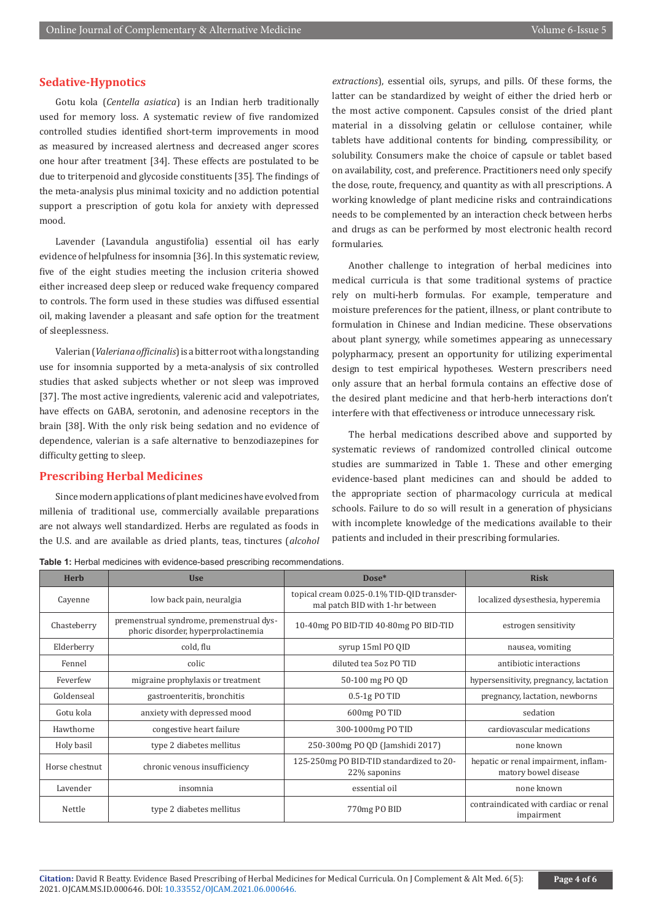## Sedative-Hypnotics

Gotu kola (*Centella asiatica*) is an Indian herb traditionally used for memory loss. A systematic review of five randomized controlled studies identified short-term improvements in mood as measured by increased alertness and decreased anger scores one hour after treatment [34]. These effects are postulated to be due to triterpenoid and glycoside constituents [35]. The findings of the meta-analysis plus minimal toxicity and no addiction potential support a prescription of gotu kola for anxiety with depressed mood.

Lavender (Lavandula angustifolia) essential oil has early evidence of helpfulness for insomnia [36]. In this systematic review, five of the eight studies meeting the inclusion criteria showed either increased deep sleep or reduced wake frequency compared to controls. The form used in these studies was diffused essential oil, making lavender a pleasant and safe option for the treatment of sleeplessness.

Valerian (*Valeriana officinalis*) is a bitter root with a longstanding use for insomnia supported by a meta-analysis of six controlled studies that asked subjects whether or not sleep was improved [37]. The most active ingredients, valerenic acid and valepotriates, have effects on GABA, serotonin, and adenosine receptors in the brain [38]. With the only risk being sedation and no evidence of dependence, valerian is a safe alternative to benzodiazepines for difficulty getting to sleep.

## Prescribing Herbal Medicines

Since modern applications of plant medicines have evolved from millenia of traditional use, commercially available preparations are not always well standardized. Herbs are regulated as foods in the U.S. and are available as dried plants, teas, tinctures (*alcohol extractions*), essential oils, syrups, and pills. Of these forms, the latter can be standardized by weight of either the dried herb or the most active component. Capsules consist of the dried plant material in a dissolving gelatin or cellulose container, while tablets have additional contents for binding, compressibility, or solubility. Consumers make the choice of capsule or tablet based on availability, cost, and preference. Practitioners need only specify the dose, route, frequency, and quantity as with all prescriptions. A working knowledge of plant medicine risks and contraindications needs to be complemented by an interaction check between herbs and drugs as can be performed by most electronic health record formularies.

Another challenge to integration of herbal medicines into medical curricula is that some traditional systems of practice rely on multi-herb formulas. For example, temperature and moisture preferences for the patient, illness, or plant contribute to formulation in Chinese and Indian medicine. These observations about plant synergy, while sometimes appearing as unnecessary polypharmacy, present an opportunity for utilizing experimental design to test empirical hypotheses. Western prescribers need only assure that an herbal formula contains an effective dose of the desired plant medicine and that herb-herb interactions don't interfere with that effectiveness or introduce unnecessary risk.

The herbal medications described above and supported by systematic reviews of randomized controlled clinical outcome studies are summarized in Table 1. These and other emerging evidence-based plant medicines can and should be added to the appropriate section of pharmacology curricula at medical schools. Failure to do so will result in a generation of physicians with incomplete knowledge of the medications available to their patients and included in their prescribing formularies.

**Table 1:** Herbal medicines with evidence-based prescribing recommendations.

| Herb | Use | Dose* | Risk |
|---|---|---|---|
| Cayenne | low back pain, neuralgia | topical cream 0.025-0.1% TID-QID transdermal patch BID with 1-hr between | localized dysesthesia, hyperemia |
| Chasteberry | premenstrual syndrome, premenstrual dysphoric disorder, hyperprolactinemia | 10-40mg PO BID-TID 40-80mg PO BID-TID | estrogen sensitivity |
| Elderberry | cold, flu | syrup 15ml PO QID | nausea, vomiting |
| Fennel | colic | diluted tea 5oz PO TID | antibiotic interactions |
| Feverfew | migraine prophylaxis or treatment | 50-100 mg PO QD | hypersensitivity, pregnancy, lactation |
| Goldenseal | gastroenteritis, bronchitis | 0.5-1g PO TID | pregnancy, lactation, newborns |
| Gotu kola | anxiety with depressed mood | 600mg PO TID | sedation |
| Hawthorne | congestive heart failure | 300-1000mg PO TID | cardiovascular medications |
| Holy basil | type 2 diabetes mellitus | 250-300mg PO QD (Jamshidi 2017) | none known |
| Horse chestnut | chronic venous insufficiency | 125-250mg PO BID-TID standardized to 20-22% saponins | hepatic or renal impairment, inflammatory bowel disease |
| Lavender | insomnia | essential oil | none known |
| Nettle | type 2 diabetes mellitus | 770mg PO BID | contraindicated with cardiac or renal impairment |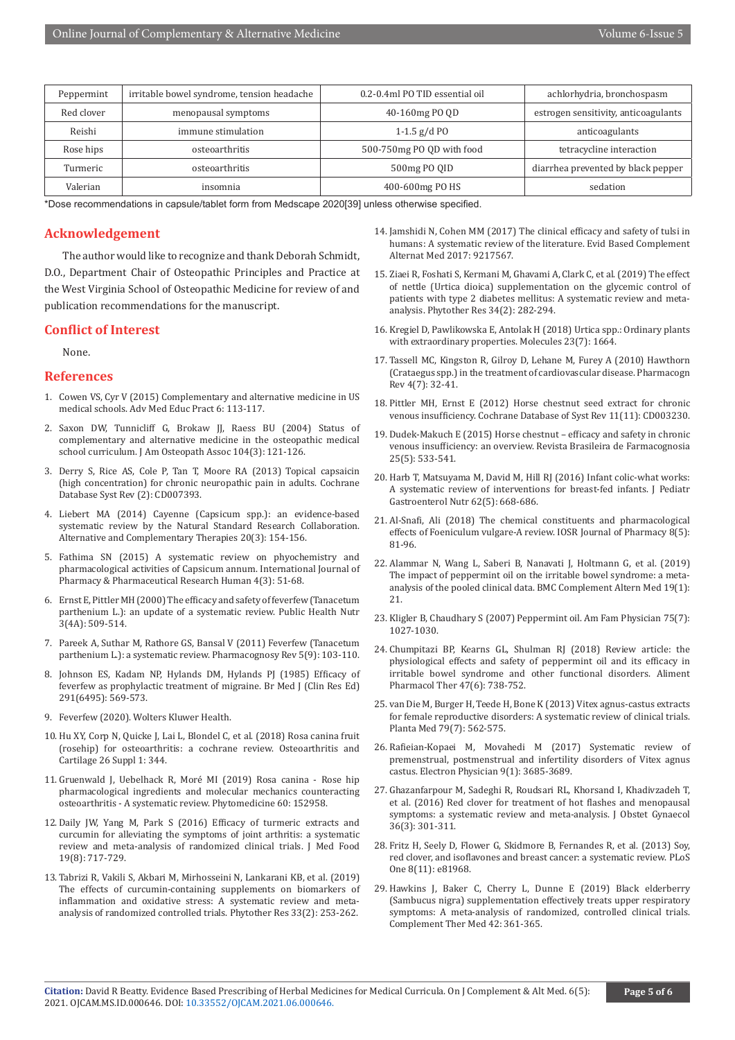| Peppermint | irritable bowel syndrome, tension headache | 0.2-0.4ml PO TID essential oil | achlorhydria, bronchospasm |
|---|---|---|---|
| Red clover | menopausal symptoms | 40-160mg PO QD | estrogen sensitivity, anticoagulants |
| Reishi | immune stimulation | 1-1.5 g/d PO | anticoagulants |
| Rose hips | osteoarthritis | 500-750mg PO QD with food | tetracycline interaction |
| Turmeric | osteoarthritis | 500mg PO QID | diarrhea prevented by black pepper |
| Valerian | insomnia | 400-600mg PO HS | sedation |

*Dose recommendations in capsule/tablet form from Medscape 2020[39] unless otherwise specified.

## Acknowledgement

The author would like to recognize and thank Deborah Schmidt, D.O., Department Chair of Osteopathic Principles and Practice at the West Virginia School of Osteopathic Medicine for review of and publication recommendations for the manuscript.

## Conflict of Interest

None.

## References

1. Cowen VS, Cyr V (2015) Complementary and alternative medicine in US medical schools. Adv Med Educ Pract 6: 113-117.
2. Saxon DW, Tunnicliff G, Brokaw JJ, Raess BU (2004) Status of complementary and alternative medicine in the osteopathic medical school curriculum. J Am Osteopath Assoc 104(3): 121-126.
3. Derry S, Rice AS, Cole P, Tan T, Moore RA (2013) Topical capsaicin (high concentration) for chronic neuropathic pain in adults. Cochrane Database Syst Rev (2): CD007393.
4. Liebert MA (2014) Cayenne (Capsicum spp.): an evidence-based systematic review by the Natural Standard Research Collaboration. Alternative and Complementary Therapies 20(3): 154-156.
5. Fathima SN (2015) A systematic review on phyochemistry and pharmacological activities of Capsicum annum. International Journal of Pharmacy & Pharmaceutical Research Human 4(3): 51-68.
6. Ernst E, Pittler MH (2000) The efficacy and safety of feverfew (Tanacetum parthenium L.): an update of a systematic review. Public Health Nutr 3(4A): 509-514.
7. Pareek A, Suthar M, Rathore GS, Bansal V (2011) Feverfew (Tanacetum parthenium L.): a systematic review. Pharmacognosy Rev 5(9): 103-110.
8. Johnson ES, Kadam NP, Hylands DM, Hylands PJ (1985) Efficacy of feverfew as prophylactic treatment of migraine. Br Med J (Clin Res Ed) 291(6495): 569-573.
9. Feverfew (2020). Wolters Kluwer Health.
10. Hu XY, Corp N, Quicke J, Lai L, Blondel C, et al. (2018) Rosa canina fruit (rosehip) for osteoarthritis: a cochrane review. Osteoarthritis and Cartilage 26 Suppl 1: 344.
11. Gruenwald J, Uebelhack R, Moré MI (2019) Rosa canina - Rose hip pharmacological ingredients and molecular mechanics counteracting osteoarthritis - A systematic review. Phytomedicine 60: 152958.
12. Daily JW, Yang M, Park S (2016) Efficacy of turmeric extracts and curcumin for alleviating the symptoms of joint arthritis: a systematic review and meta-analysis of randomized clinical trials. J Med Food 19(8): 717-729.
13. Tabrizi R, Vakili S, Akbari M, Mirhosseini N, Lankarani KB, et al. (2019) The effects of curcumin-containing supplements on biomarkers of inflammation and oxidative stress: A systematic review and meta-analysis of randomized controlled trials. Phytother Res 33(2): 253-262.
14. Jamshidi N, Cohen MM (2017) The clinical efficacy and safety of tulsi in humans: A systematic review of the literature. Evid Based Complement Alternat Med 2017: 9217567.
15. Ziaei R, Foshati S, Kermani M, Ghavami A, Clark C, et al. (2019) The effect of nettle (Urtica dioica) supplementation on the glycemic control of patients with type 2 diabetes mellitus: A systematic review and meta-analysis. Phytother Res 34(2): 282-294.
16. Kregiel D, Pawlikowska E, Antolak H (2018) Urtica spp.: Ordinary plants with extraordinary properties. Molecules 23(7): 1664.
17. Tassell MC, Kingston R, Gilroy D, Lehane M, Furey A (2010) Hawthorn (Crataegus spp.) in the treatment of cardiovascular disease. Pharmacogn Rev 4(7): 32-41.
18. Pittler MH, Ernst E (2012) Horse chestnut seed extract for chronic venous insufficiency. Cochrane Database of Syst Rev 11(11): CD003230.
19. Dudek-Makuch E (2015) Horse chestnut – efficacy and safety in chronic venous insufficiency: an overview. Revista Brasileira de Farmacognosia 25(5): 533-541.
20. Harb T, Matsuyama M, David M, Hill RJ (2016) Infant colic-what works: A systematic review of interventions for breast-fed infants. J Pediatr Gastroenterol Nutr 62(5): 668-686.
21. Al-Snafi, Ali (2018) The chemical constituents and pharmacological effects of Foeniculum vulgare-A review. IOSR Journal of Pharmacy 8(5): 81-96.
22. Alammar N, Wang L, Saberi B, Nanavati J, Holtmann G, et al. (2019) The impact of peppermint oil on the irritable bowel syndrome: a meta-analysis of the pooled clinical data. BMC Complement Altern Med 19(1): 21.
23. Kligler B, Chaudhary S (2007) Peppermint oil. Am Fam Physician 75(7): 1027-1030.
24. Chumpitazi BP, Kearns GL, Shulman RJ (2018) Review article: the physiological effects and safety of peppermint oil and its efficacy in irritable bowel syndrome and other functional disorders. Aliment Pharmacol Ther 47(6): 738-752.
25. van Die M, Burger H, Teede H, Bone K (2013) Vitex agnus-castus extracts for female reproductive disorders: A systematic review of clinical trials. Planta Med 79(7): 562-575.
26. Rafieian-Kopaei M, Movahedi M (2017) Systematic review of premenstrual, postmenstrual and infertility disorders of Vitex agnus castus. Electron Physician 9(1): 3685-3689.
27. Ghazanfarpour M, Sadeghi R, Roudsari RL, Khorsand I, Khadivzadeh T, et al. (2016) Red clover for treatment of hot flashes and menopausal symptoms: a systematic review and meta-analysis. J Obstet Gynaecol 36(3): 301-311.
28. Fritz H, Seely D, Flower G, Skidmore B, Fernandes R, et al. (2013) Soy, red clover, and isoflavones and breast cancer: a systematic review. PLoS One 8(11): e81968.
29. Hawkins J, Baker C, Cherry L, Dunne E (2019) Black elderberry (Sambucus nigra) supplementation effectively treats upper respiratory symptoms: A meta-analysis of randomized, controlled clinical trials. Complement Ther Med 42: 361-365.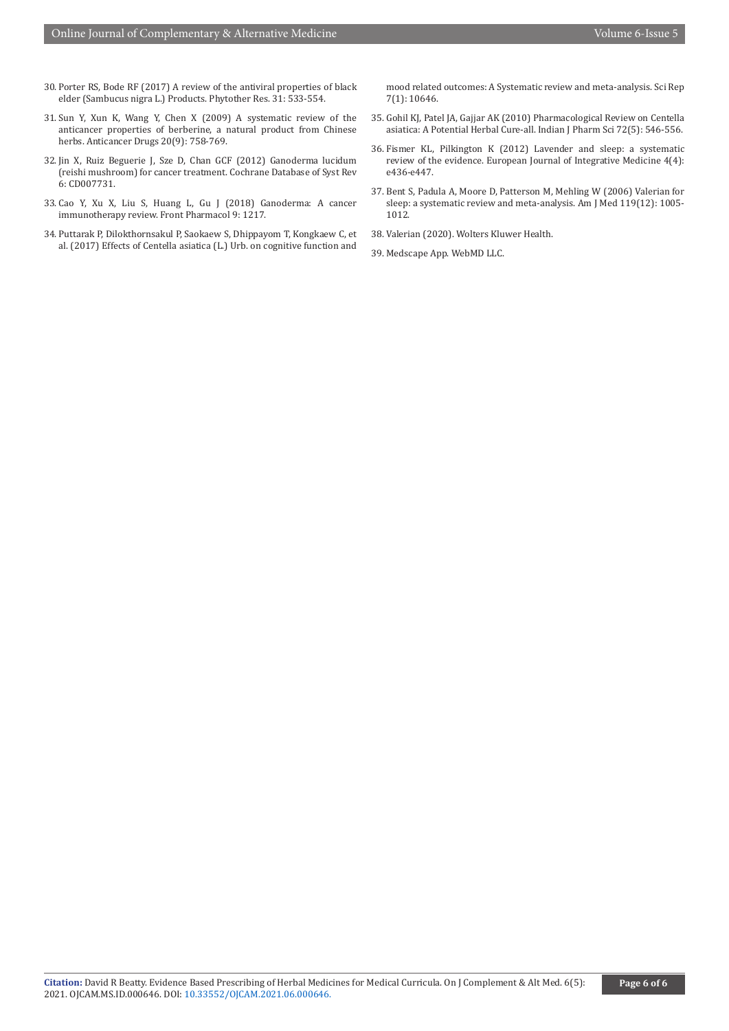30. Porter RS, Bode RF (2017) A review of the antiviral properties of black elder (Sambucus nigra L.) Products. Phytother Res. 31: 533-554.
31. Sun Y, Xun K, Wang Y, Chen X (2009) A systematic review of the anticancer properties of berberine, a natural product from Chinese herbs. Anticancer Drugs 20(9): 758-769.
32. Jin X, Ruiz Beguerie J, Sze D, Chan GCF (2012) Ganoderma lucidum (reishi mushroom) for cancer treatment. Cochrane Database of Syst Rev 6: CD007731.
33. Cao Y, Xu X, Liu S, Huang L, Gu J (2018) Ganoderma: A cancer immunotherapy review. Front Pharmacol 9: 1217.
34. Puttarak P, Dilokthornsakul P, Saokaew S, Dhippayom T, Kongkaew C, et al. (2017) Effects of Centella asiatica (L.) Urb. on cognitive function and mood related outcomes: A Systematic review and meta-analysis. Sci Rep 7(1): 10646.
35. Gohil KJ, Patel JA, Gajjar AK (2010) Pharmacological Review on Centella asiatica: A Potential Herbal Cure-all. Indian J Pharm Sci 72(5): 546-556.
36. Fismer KL, Pilkington K (2012) Lavender and sleep: a systematic review of the evidence. European Journal of Integrative Medicine 4(4): e436-e447.
37. Bent S, Padula A, Moore D, Patterson M, Mehling W (2006) Valerian for sleep: a systematic review and meta-analysis. Am J Med 119(12): 1005-1012.
38. Valerian (2020). Wolters Kluwer Health.
39. Medscape App. WebMD LLC.